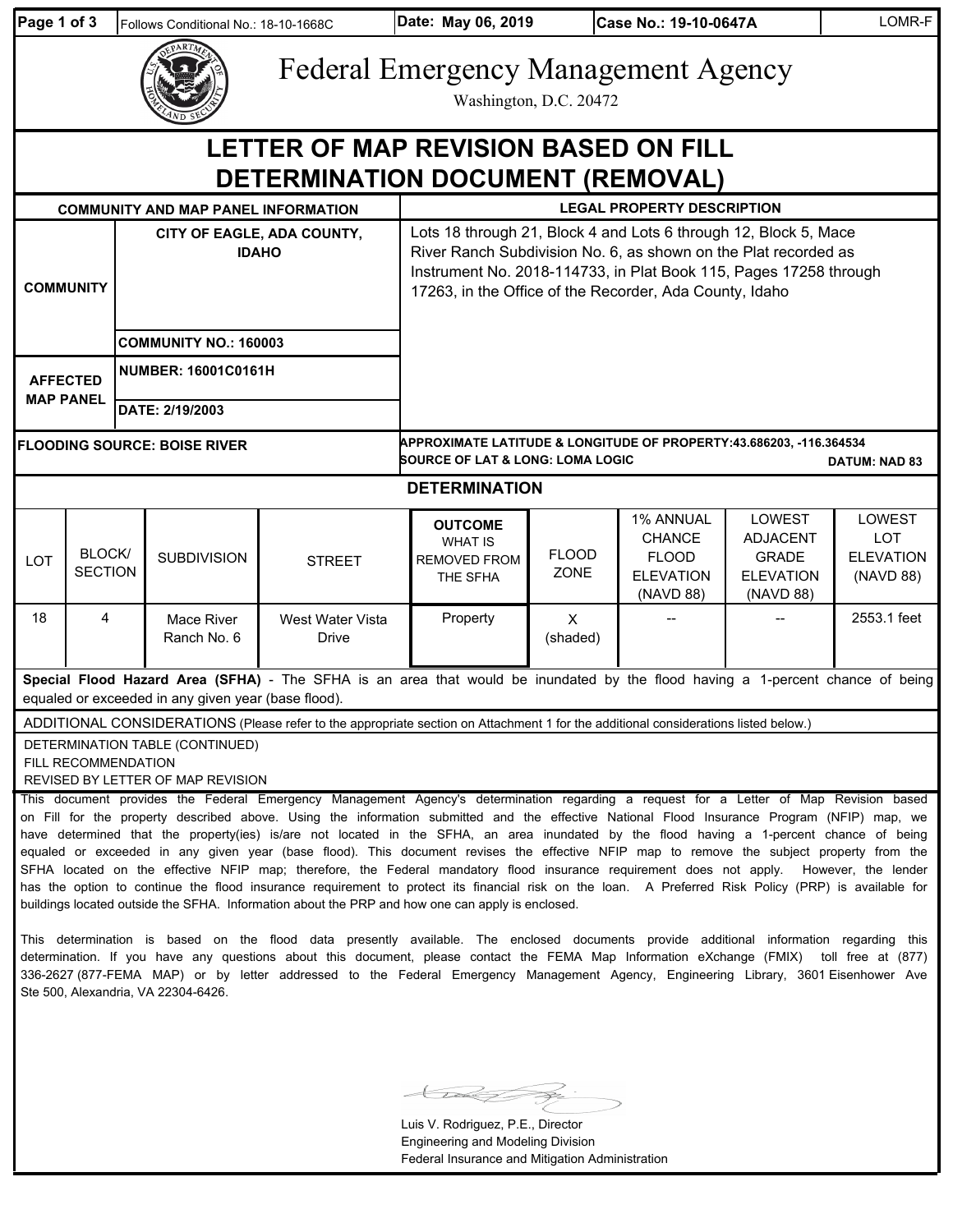| Follows Conditional No.: 18-10-1668C | Date: May 06, 2019 | Case No.: 19-10-0647A | LOMR-F |
|---|---|---|---|

# Federal Emergency Management Agency

Washington, D.C. 20472

## LETTER OF MAP REVISION BASED ON FILL DETERMINATION DOCUMENT (REMOVAL)

| COMMUNITY AND MAP PANEL INFORMATION | | LEGAL PROPERTY DESCRIPTION |
|---|---|---|
| COMMUNITY | CITY OF EAGLE, ADA COUNTY, IDAHO | Lots 18 through 21, Block 4 and Lots 6 through 12, Block 5, Mace River Ranch Subdivision No. 6, as shown on the Plat recorded as Instrument No. 2018-114733, in Plat Book 115, Pages 17258 through 17263, in the Office of the Recorder, Ada County, Idaho |
| | COMMUNITY NO.: 160003 | |
| AFFECTED MAP PANEL | NUMBER: 16001C0161H | |
| | DATE: 2/19/2003 | |
| FLOODING SOURCE: BOISE RIVER | | APPROXIMATE LATITUDE & LONGITUDE OF PROPERTY: 43.686203, -116.364534<br>SOURCE OF LAT & LONG: LOMA LOGIC DATUM: NAD 83 |

### DETERMINATION

| LOT | BLOCK/ SECTION | SUBDIVISION | STREET | OUTCOME WHAT IS REMOVED FROM THE SFHA | FLOOD ZONE | 1% ANNUAL CHANCE FLOOD ELEVATION (NAVD 88) | LOWEST ADJACENT GRADE ELEVATION (NAVD 88) | LOWEST LOT ELEVATION (NAVD 88) |
|---|---|---|---|---|---|---|---|---|
| 18 | 4 | Mace River Ranch No. 6 | West Water Vista Drive | Property | X (shaded) | -- | -- | 2553.1 feet |

**Special Flood Hazard Area (SFHA)** - The SFHA is an area that would be inundated by the flood having a 1-percent chance of being equaled or exceeded in any given year (base flood).

ADDITIONAL CONSIDERATIONS (Please refer to the appropriate section on Attachment 1 for the additional considerations listed below.)

DETERMINATION TABLE (CONTINUED)
FILL RECOMMENDATION
REVISED BY LETTER OF MAP REVISION

This document provides the Federal Emergency Management Agency's determination regarding a request for a Letter of Map Revision based on Fill for the property described above. Using the information submitted and the effective National Flood Insurance Program (NFIP) map, we have determined that the property(ies) is/are not located in the SFHA, an area inundated by the flood having a 1-percent chance of being equaled or exceeded in any given year (base flood). This document revises the effective NFIP map to remove the subject property from the SFHA located on the effective NFIP map; therefore, the Federal mandatory flood insurance requirement does not apply. However, the lender has the option to continue the flood insurance requirement to protect its financial risk on the loan. A Preferred Risk Policy (PRP) is available for buildings located outside the SFHA. Information about the PRP and how one can apply is enclosed.

This determination is based on the flood data presently available. The enclosed documents provide additional information regarding this determination. If you have any questions about this document, please contact the FEMA Map Information eXchange (FMIX) toll free at (877) 336-2627 (877-FEMA MAP) or by letter addressed to the Federal Emergency Management Agency, Engineering Library, 3601 Eisenhower Ave Ste 500, Alexandria, VA 22304-6426.

Luis V. Rodriguez, P.E., Director
Engineering and Modeling Division
Federal Insurance and Mitigation Administration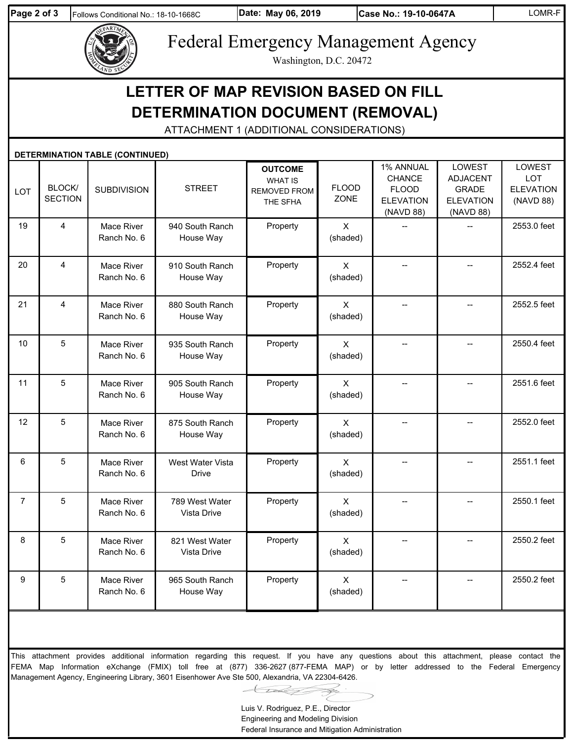Follows Conditional No.: 18-10-1668C | Date: May 06, 2019 | Case No.: 19-10-0647A | LOMR-F

# Federal Emergency Management Agency

Washington, D.C. 20472

## LETTER OF MAP REVISION BASED ON FILL DETERMINATION DOCUMENT (REMOVAL)

ATTACHMENT 1 (ADDITIONAL CONSIDERATIONS)

**DETERMINATION TABLE (CONTINUED)**

| LOT | BLOCK/ SECTION | SUBDIVISION | STREET | **OUTCOME** WHAT IS REMOVED FROM THE SFHA | FLOOD ZONE | 1% ANNUAL CHANCE FLOOD ELEVATION (NAVD 88) | LOWEST ADJACENT GRADE ELEVATION (NAVD 88) | LOWEST LOT ELEVATION (NAVD 88) |
|---|---|---|---|---|---|---|---|---|
| 19 | 4 | Mace River Ranch No. 6 | 940 South Ranch House Way | Property | X (shaded) | -- | -- | 2553.0 feet |
| 20 | 4 | Mace River Ranch No. 6 | 910 South Ranch House Way | Property | X (shaded) | -- | -- | 2552.4 feet |
| 21 | 4 | Mace River Ranch No. 6 | 880 South Ranch House Way | Property | X (shaded) | -- | -- | 2552.5 feet |
| 10 | 5 | Mace River Ranch No. 6 | 935 South Ranch House Way | Property | X (shaded) | -- | -- | 2550.4 feet |
| 11 | 5 | Mace River Ranch No. 6 | 905 South Ranch House Way | Property | X (shaded) | -- | -- | 2551.6 feet |
| 12 | 5 | Mace River Ranch No. 6 | 875 South Ranch House Way | Property | X (shaded) | -- | -- | 2552.0 feet |
| 6 | 5 | Mace River Ranch No. 6 | West Water Vista Drive | Property | X (shaded) | -- | -- | 2551.1 feet |
| 7 | 5 | Mace River Ranch No. 6 | 789 West Water Vista Drive | Property | X (shaded) | -- | -- | 2550.1 feet |
| 8 | 5 | Mace River Ranch No. 6 | 821 West Water Vista Drive | Property | X (shaded) | -- | -- | 2550.2 feet |
| 9 | 5 | Mace River Ranch No. 6 | 965 South Ranch House Way | Property | X (shaded) | -- | -- | 2550.2 feet |

This attachment provides additional information regarding this request. If you have any questions about this attachment, please contact the FEMA Map Information eXchange (FMIX) toll free at (877) 336-2627 (877-FEMA MAP) or by letter addressed to the Federal Emergency Management Agency, Engineering Library, 3601 Eisenhower Ave Ste 500, Alexandria, VA 22304-6426.

Luis V. Rodriguez, P.E., Director
Engineering and Modeling Division
Federal Insurance and Mitigation Administration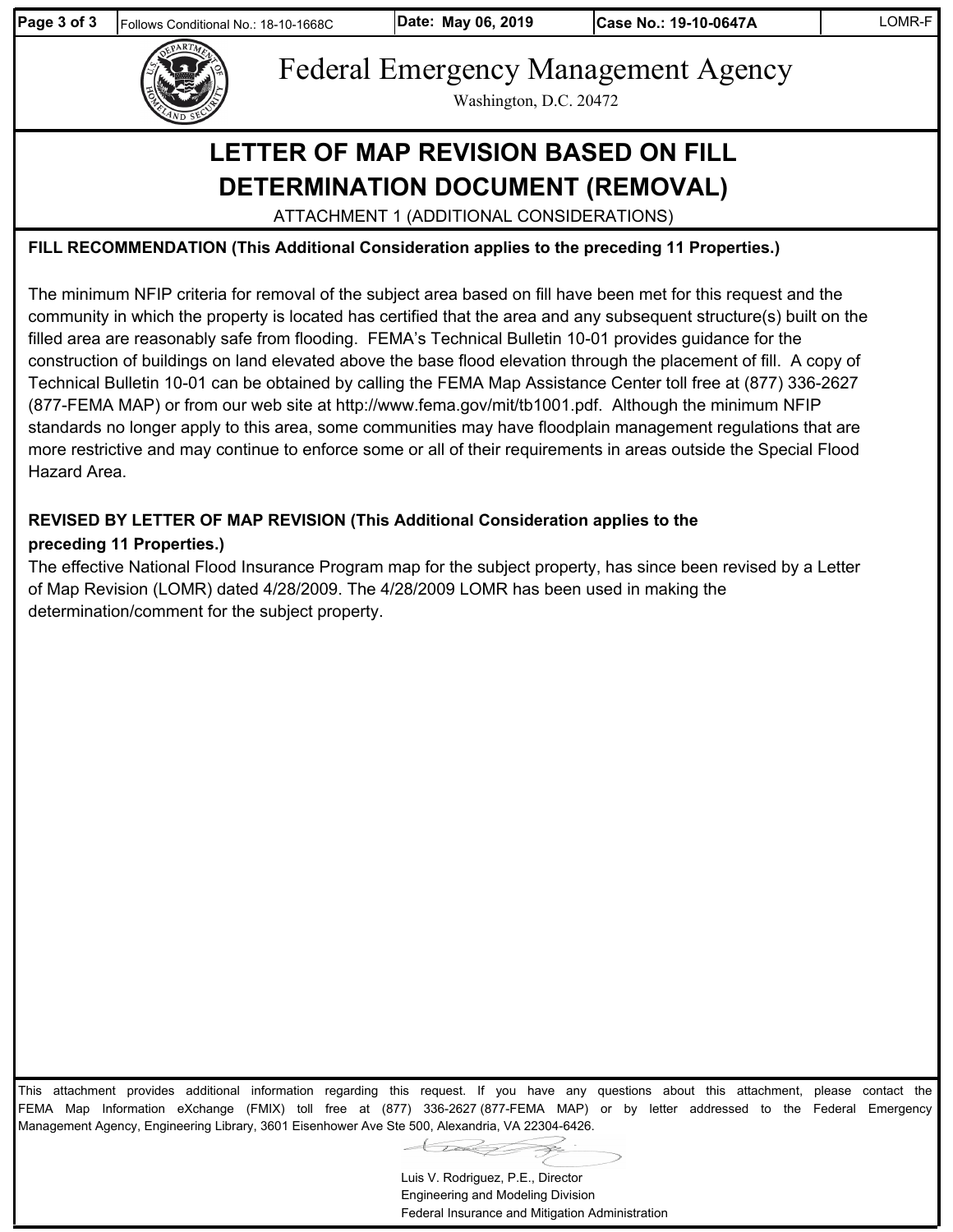Follows Conditional No.: 18-10-1668C | Date: May 06, 2019 | Case No.: 19-10-0647A | LOMR-F

# Federal Emergency Management Agency

Washington, D.C. 20472

## LETTER OF MAP REVISION BASED ON FILL DETERMINATION DOCUMENT (REMOVAL)

ATTACHMENT 1 (ADDITIONAL CONSIDERATIONS)

**FILL RECOMMENDATION (This Additional Consideration applies to the preceding 11 Properties.)**

The minimum NFIP criteria for removal of the subject area based on fill have been met for this request and the community in which the property is located has certified that the area and any subsequent structure(s) built on the filled area are reasonably safe from flooding. FEMA's Technical Bulletin 10-01 provides guidance for the construction of buildings on land elevated above the base flood elevation through the placement of fill. A copy of Technical Bulletin 10-01 can be obtained by calling the FEMA Map Assistance Center toll free at (877) 336-2627 (877-FEMA MAP) or from our web site at http://www.fema.gov/mit/tb1001.pdf. Although the minimum NFIP standards no longer apply to this area, some communities may have floodplain management regulations that are more restrictive and may continue to enforce some or all of their requirements in areas outside the Special Flood Hazard Area.

**REVISED BY LETTER OF MAP REVISION (This Additional Consideration applies to the preceding 11 Properties.)**

The effective National Flood Insurance Program map for the subject property, has since been revised by a Letter of Map Revision (LOMR) dated 4/28/2009. The 4/28/2009 LOMR has been used in making the determination/comment for the subject property.

This attachment provides additional information regarding this request. If you have any questions about this attachment, please contact the FEMA Map Information eXchange (FMIX) toll free at (877) 336-2627 (877-FEMA MAP) or by letter addressed to the Federal Emergency Management Agency, Engineering Library, 3601 Eisenhower Ave Ste 500, Alexandria, VA 22304-6426.

Luis V. Rodriguez, P.E., Director
Engineering and Modeling Division
Federal Insurance and Mitigation Administration